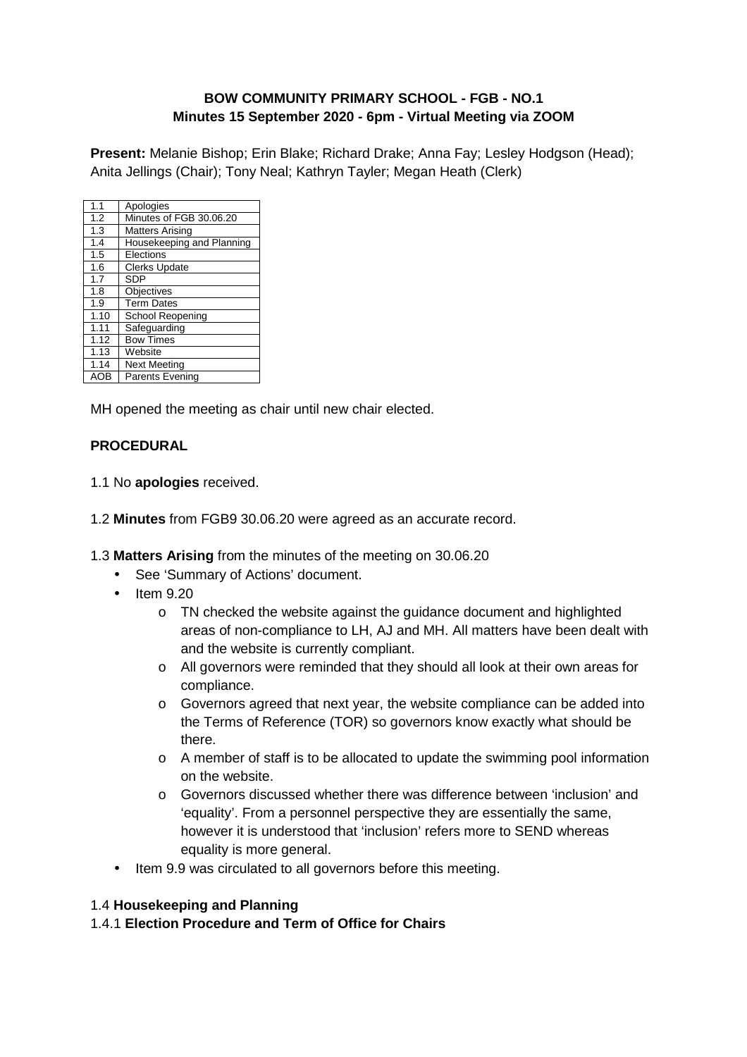**BOW COMMUNITY PRIMARY SCHOOL - FGB - NO.1**
**Minutes 15 September 2020 - 6pm - Virtual Meeting via ZOOM**

**Present:** Melanie Bishop; Erin Blake; Richard Drake; Anna Fay; Lesley Hodgson (Head); Anita Jellings (Chair); Tony Neal; Kathryn Tayler; Megan Heath (Clerk)

| | |
|---|---|
| 1.1 | Apologies |
| 1.2 | Minutes of FGB 30.06.20 |
| 1.3 | Matters Arising |
| 1.4 | Housekeeping and Planning |
| 1.5 | Elections |
| 1.6 | Clerks Update |
| 1.7 | SDP |
| 1.8 | Objectives |
| 1.9 | Term Dates |
| 1.10 | School Reopening |
| 1.11 | Safeguarding |
| 1.12 | Bow Times |
| 1.13 | Website |
| 1.14 | Next Meeting |
| AOB | Parents Evening |

MH opened the meeting as chair until new chair elected.

**PROCEDURAL**

1.1 No **apologies** received.

1.2 **Minutes** from FGB9 30.06.20 were agreed as an accurate record.

1.3 **Matters Arising** from the minutes of the meeting on 30.06.20

- See 'Summary of Actions' document.
- Item 9.20
  - TN checked the website against the guidance document and highlighted areas of non-compliance to LH, AJ and MH. All matters have been dealt with and the website is currently compliant.
  - All governors were reminded that they should all look at their own areas for compliance.
  - Governors agreed that next year, the website compliance can be added into the Terms of Reference (TOR) so governors know exactly what should be there.
  - A member of staff is to be allocated to update the swimming pool information on the website.
  - Governors discussed whether there was difference between 'inclusion' and 'equality'. From a personnel perspective they are essentially the same, however it is understood that 'inclusion' refers more to SEND whereas equality is more general.
- Item 9.9 was circulated to all governors before this meeting.

1.4 **Housekeeping and Planning**

1.4.1 **Election Procedure and Term of Office for Chairs**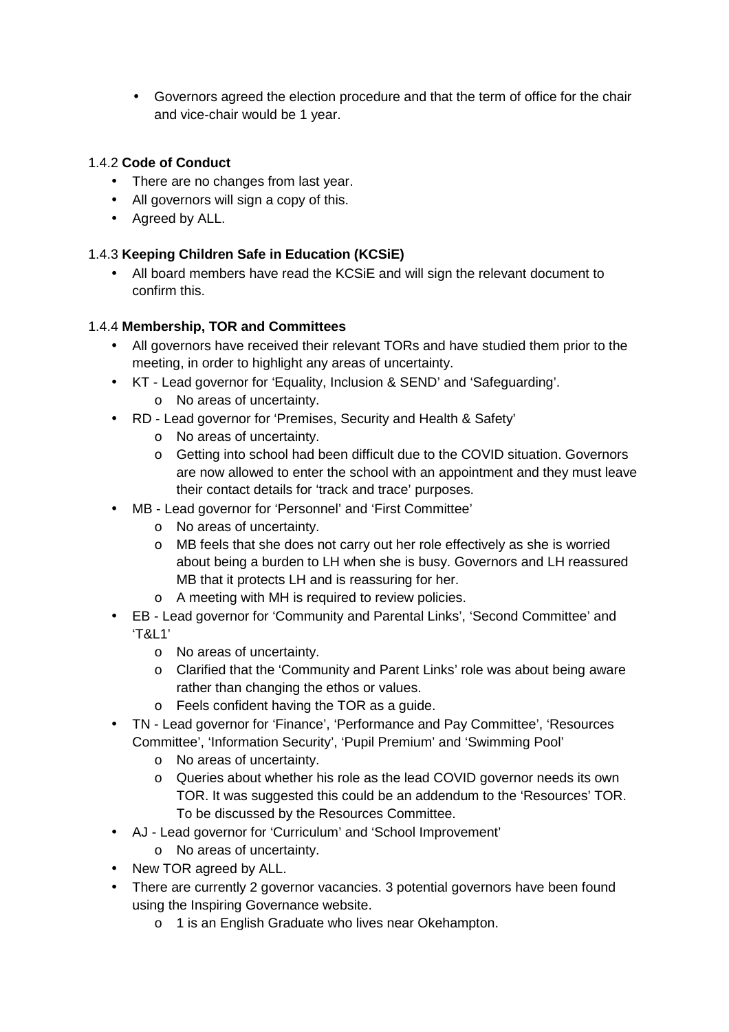- Governors agreed the election procedure and that the term of office for the chair and vice-chair would be 1 year.

1.4.2 **Code of Conduct**

- There are no changes from last year.
- All governors will sign a copy of this.
- Agreed by ALL.

1.4.3 **Keeping Children Safe in Education (KCSiE)**

- All board members have read the KCSiE and will sign the relevant document to confirm this.

1.4.4 **Membership, TOR and Committees**

- All governors have received their relevant TORs and have studied them prior to the meeting, in order to highlight any areas of uncertainty.
- KT - Lead governor for 'Equality, Inclusion & SEND' and 'Safeguarding'.
  - No areas of uncertainty.
- RD - Lead governor for 'Premises, Security and Health & Safety'
  - No areas of uncertainty.
  - Getting into school had been difficult due to the COVID situation. Governors are now allowed to enter the school with an appointment and they must leave their contact details for 'track and trace' purposes.
- MB - Lead governor for 'Personnel' and 'First Committee'
  - No areas of uncertainty.
  - MB feels that she does not carry out her role effectively as she is worried about being a burden to LH when she is busy. Governors and LH reassured MB that it protects LH and is reassuring for her.
  - A meeting with MH is required to review policies.
- EB - Lead governor for 'Community and Parental Links', 'Second Committee' and 'T&L1'
  - No areas of uncertainty.
  - Clarified that the 'Community and Parent Links' role was about being aware rather than changing the ethos or values.
  - Feels confident having the TOR as a guide.
- TN - Lead governor for 'Finance', 'Performance and Pay Committee', 'Resources Committee', 'Information Security', 'Pupil Premium' and 'Swimming Pool'
  - No areas of uncertainty.
  - Queries about whether his role as the lead COVID governor needs its own TOR. It was suggested this could be an addendum to the 'Resources' TOR. To be discussed by the Resources Committee.
- AJ - Lead governor for 'Curriculum' and 'School Improvement'
  - No areas of uncertainty.
- New TOR agreed by ALL.
- There are currently 2 governor vacancies. 3 potential governors have been found using the Inspiring Governance website.
  - 1 is an English Graduate who lives near Okehampton.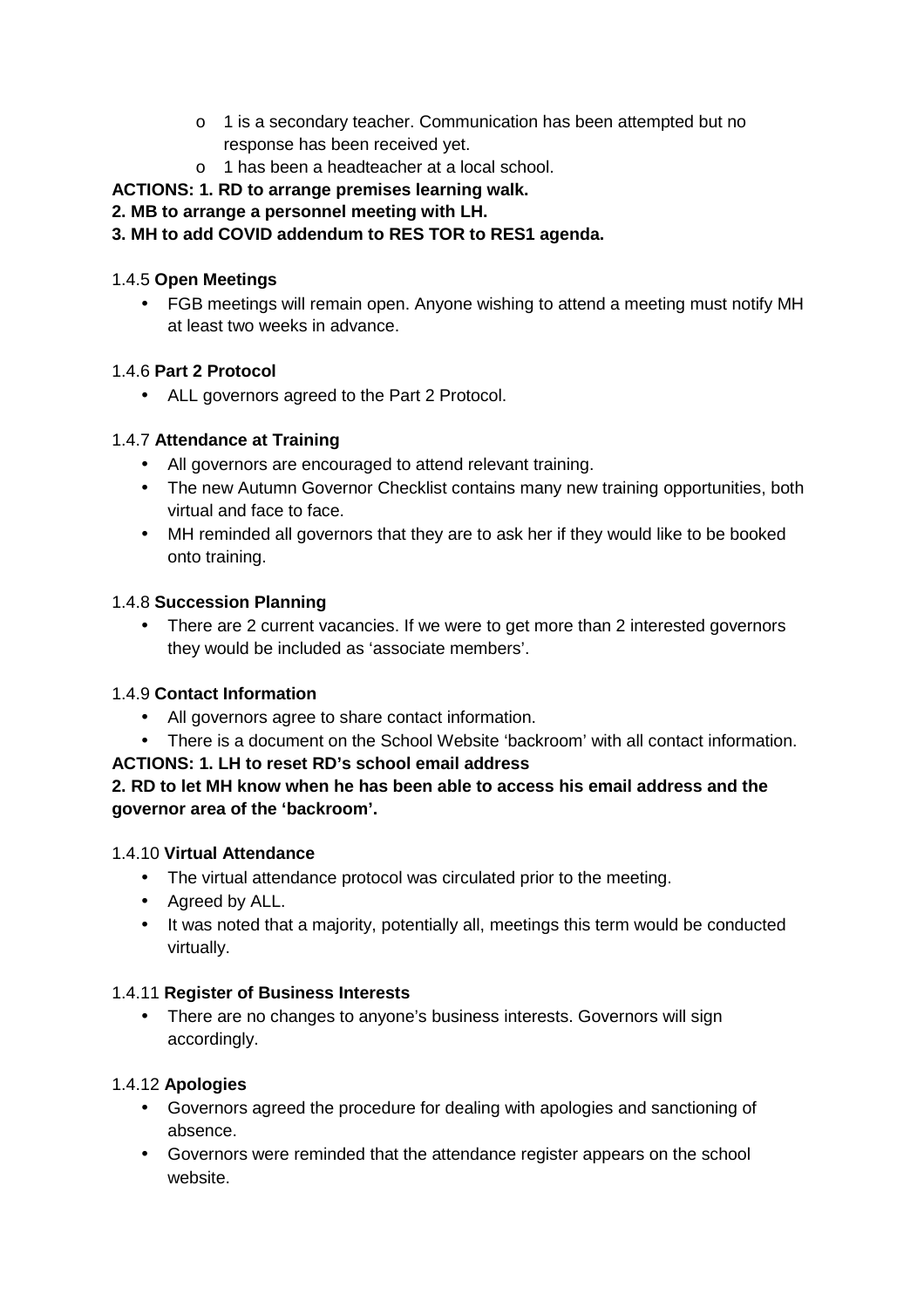- 1 is a secondary teacher. Communication has been attempted but no response has been received yet.
    - 1 has been a headteacher at a local school.

**ACTIONS: 1. RD to arrange premises learning walk.**
**2. MB to arrange a personnel meeting with LH.**
**3. MH to add COVID addendum to RES TOR to RES1 agenda.**

1.4.5 **Open Meetings**

- FGB meetings will remain open. Anyone wishing to attend a meeting must notify MH at least two weeks in advance.

1.4.6 **Part 2 Protocol**

- ALL governors agreed to the Part 2 Protocol.

1.4.7 **Attendance at Training**

- All governors are encouraged to attend relevant training.
- The new Autumn Governor Checklist contains many new training opportunities, both virtual and face to face.
- MH reminded all governors that they are to ask her if they would like to be booked onto training.

1.4.8 **Succession Planning**

- There are 2 current vacancies. If we were to get more than 2 interested governors they would be included as 'associate members'.

1.4.9 **Contact Information**

- All governors agree to share contact information.
- There is a document on the School Website 'backroom' with all contact information.

**ACTIONS: 1. LH to reset RD's school email address**
**2. RD to let MH know when he has been able to access his email address and the governor area of the 'backroom'.**

1.4.10 **Virtual Attendance**

- The virtual attendance protocol was circulated prior to the meeting.
- Agreed by ALL.
- It was noted that a majority, potentially all, meetings this term would be conducted virtually.

1.4.11 **Register of Business Interests**

- There are no changes to anyone's business interests. Governors will sign accordingly.

1.4.12 **Apologies**

- Governors agreed the procedure for dealing with apologies and sanctioning of absence.
- Governors were reminded that the attendance register appears on the school website.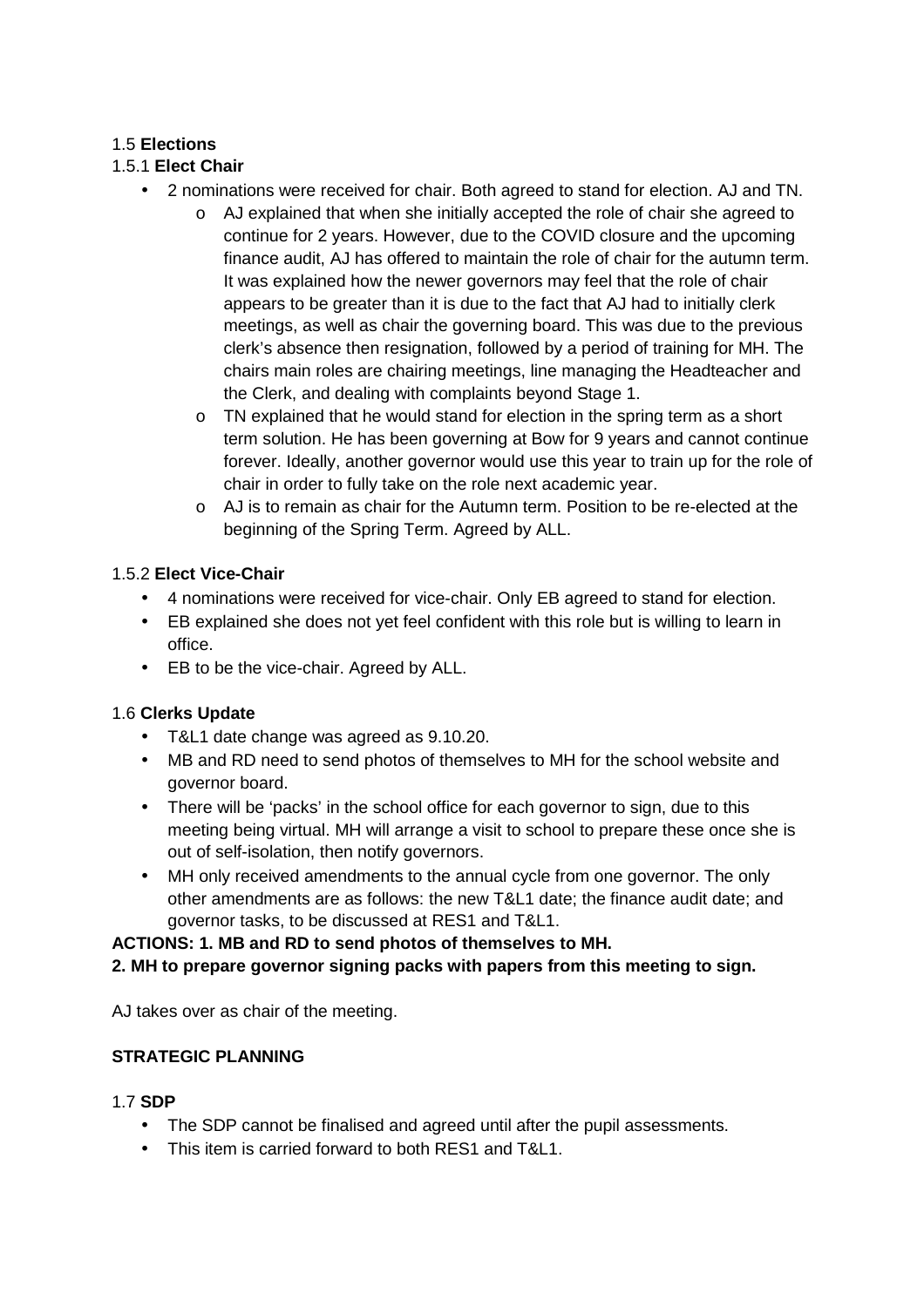1.5 **Elections**

1.5.1 **Elect Chair**

- 2 nominations were received for chair. Both agreed to stand for election. AJ and TN.
  - AJ explained that when she initially accepted the role of chair she agreed to continue for 2 years. However, due to the COVID closure and the upcoming finance audit, AJ has offered to maintain the role of chair for the autumn term. It was explained how the newer governors may feel that the role of chair appears to be greater than it is due to the fact that AJ had to initially clerk meetings, as well as chair the governing board. This was due to the previous clerk's absence then resignation, followed by a period of training for MH. The chairs main roles are chairing meetings, line managing the Headteacher and the Clerk, and dealing with complaints beyond Stage 1.
  - TN explained that he would stand for election in the spring term as a short term solution. He has been governing at Bow for 9 years and cannot continue forever. Ideally, another governor would use this year to train up for the role of chair in order to fully take on the role next academic year.
  - AJ is to remain as chair for the Autumn term. Position to be re-elected at the beginning of the Spring Term. Agreed by ALL.

1.5.2 **Elect Vice-Chair**

- 4 nominations were received for vice-chair. Only EB agreed to stand for election.
- EB explained she does not yet feel confident with this role but is willing to learn in office.
- EB to be the vice-chair. Agreed by ALL.

1.6 **Clerks Update**

- T&L1 date change was agreed as 9.10.20.
- MB and RD need to send photos of themselves to MH for the school website and governor board.
- There will be 'packs' in the school office for each governor to sign, due to this meeting being virtual. MH will arrange a visit to school to prepare these once she is out of self-isolation, then notify governors.
- MH only received amendments to the annual cycle from one governor. The only other amendments are as follows: the new T&L1 date; the finance audit date; and governor tasks, to be discussed at RES1 and T&L1.

**ACTIONS: 1. MB and RD to send photos of themselves to MH.**
**2. MH to prepare governor signing packs with papers from this meeting to sign.**

AJ takes over as chair of the meeting.

**STRATEGIC PLANNING**

1.7 **SDP**

- The SDP cannot be finalised and agreed until after the pupil assessments.
- This item is carried forward to both RES1 and T&L1.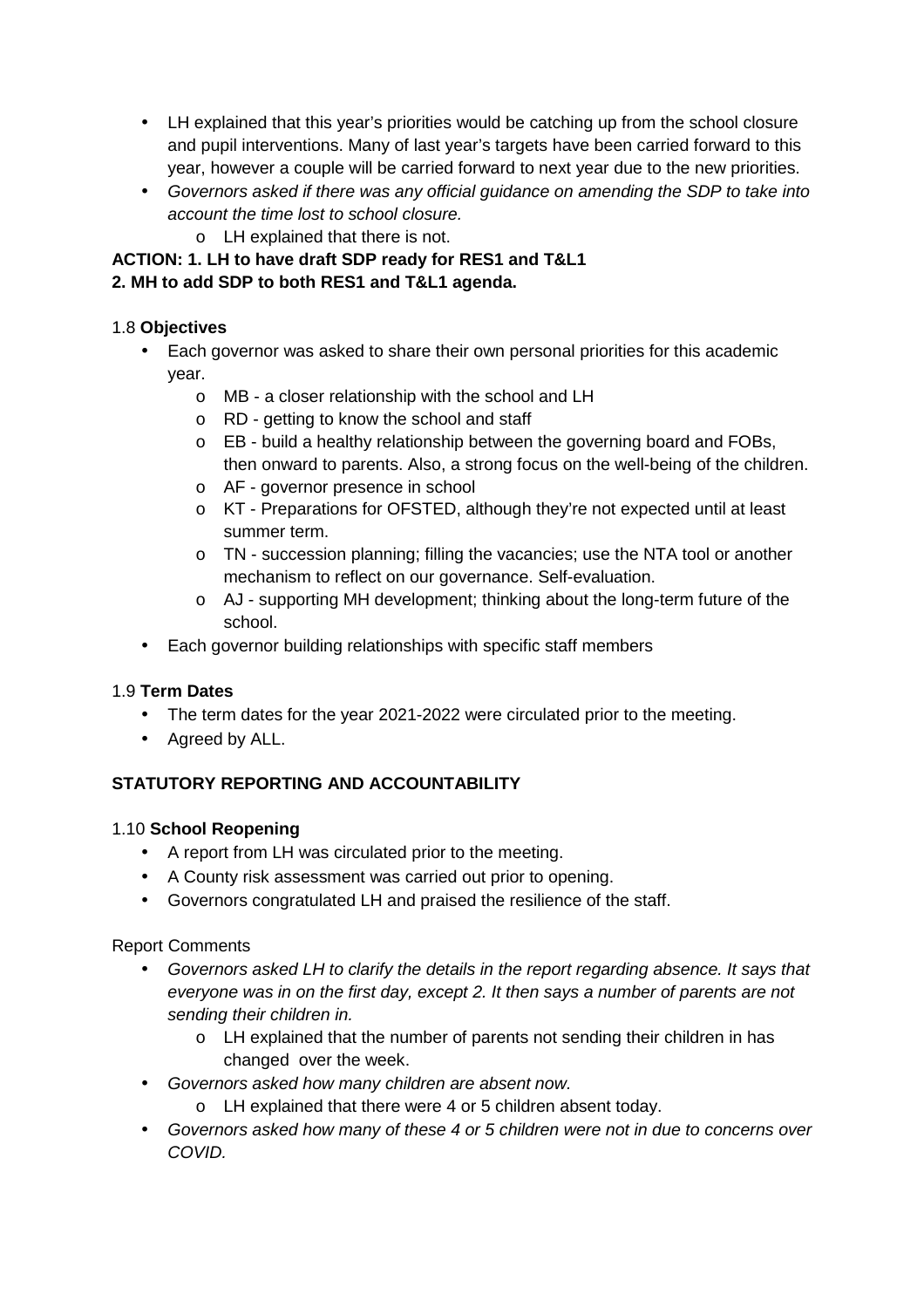- LH explained that this year's priorities would be catching up from the school closure and pupil interventions. Many of last year's targets have been carried forward to this year, however a couple will be carried forward to next year due to the new priorities.
- *Governors asked if there was any official guidance on amending the SDP to take into account the time lost to school closure.*
    - LH explained that there is not.

**ACTION: 1. LH to have draft SDP ready for RES1 and T&L1**
**2. MH to add SDP to both RES1 and T&L1 agenda.**

1.8 **Objectives**

- Each governor was asked to share their own personal priorities for this academic year.
    - MB - a closer relationship with the school and LH
    - RD - getting to know the school and staff
    - EB - build a healthy relationship between the governing board and FOBs, then onward to parents. Also, a strong focus on the well-being of the children.
    - AF - governor presence in school
    - KT - Preparations for OFSTED, although they're not expected until at least summer term.
    - TN - succession planning; filling the vacancies; use the NTA tool or another mechanism to reflect on our governance. Self-evaluation.
    - AJ - supporting MH development; thinking about the long-term future of the school.
- Each governor building relationships with specific staff members

1.9 **Term Dates**

- The term dates for the year 2021-2022 were circulated prior to the meeting.
- Agreed by ALL.

**STATUTORY REPORTING AND ACCOUNTABILITY**

1.10 **School Reopening**

- A report from LH was circulated prior to the meeting.
- A County risk assessment was carried out prior to opening.
- Governors congratulated LH and praised the resilience of the staff.

Report Comments

- *Governors asked LH to clarify the details in the report regarding absence. It says that everyone was in on the first day, except 2. It then says a number of parents are not sending their children in.*
    - LH explained that the number of parents not sending their children in has changed over the week.
- *Governors asked how many children are absent now.*
    - LH explained that there were 4 or 5 children absent today.
- *Governors asked how many of these 4 or 5 children were not in due to concerns over COVID.*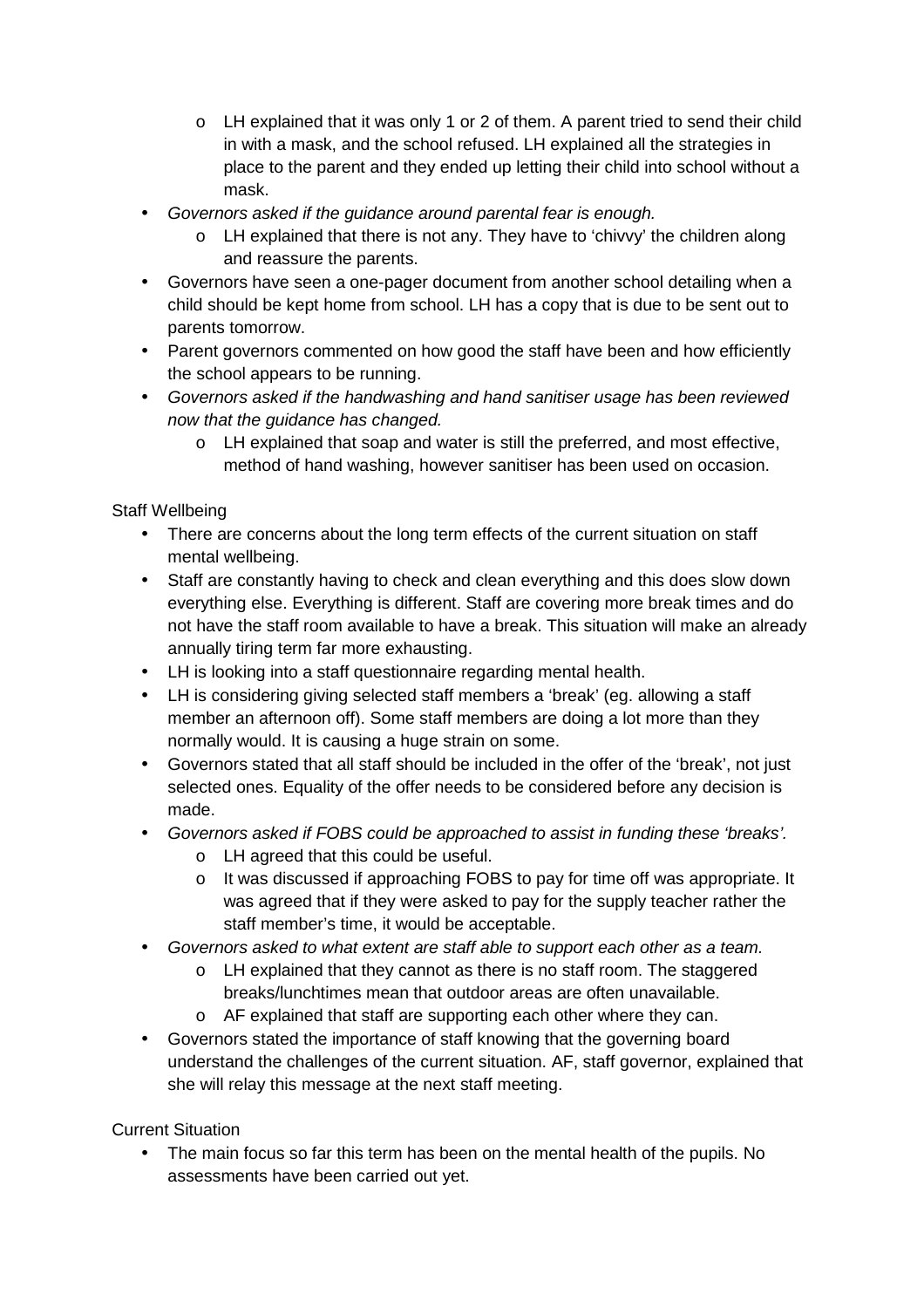- LH explained that it was only 1 or 2 of them. A parent tried to send their child in with a mask, and the school refused. LH explained all the strategies in place to the parent and they ended up letting their child into school without a mask.
- *Governors asked if the guidance around parental fear is enough.*
    - LH explained that there is not any. They have to 'chivvy' the children along and reassure the parents.
- Governors have seen a one-pager document from another school detailing when a child should be kept home from school. LH has a copy that is due to be sent out to parents tomorrow.
- Parent governors commented on how good the staff have been and how efficiently the school appears to be running.
- *Governors asked if the handwashing and hand sanitiser usage has been reviewed now that the guidance has changed.*
    - LH explained that soap and water is still the preferred, and most effective, method of hand washing, however sanitiser has been used on occasion.

Staff Wellbeing

- There are concerns about the long term effects of the current situation on staff mental wellbeing.
- Staff are constantly having to check and clean everything and this does slow down everything else. Everything is different. Staff are covering more break times and do not have the staff room available to have a break. This situation will make an already annually tiring term far more exhausting.
- LH is looking into a staff questionnaire regarding mental health.
- LH is considering giving selected staff members a 'break' (eg. allowing a staff member an afternoon off). Some staff members are doing a lot more than they normally would. It is causing a huge strain on some.
- Governors stated that all staff should be included in the offer of the 'break', not just selected ones. Equality of the offer needs to be considered before any decision is made.
- *Governors asked if FOBS could be approached to assist in funding these 'breaks'.*
    - LH agreed that this could be useful.
    - It was discussed if approaching FOBS to pay for time off was appropriate. It was agreed that if they were asked to pay for the supply teacher rather the staff member's time, it would be acceptable.
- *Governors asked to what extent are staff able to support each other as a team.*
    - LH explained that they cannot as there is no staff room. The staggered breaks/lunchtimes mean that outdoor areas are often unavailable.
    - AF explained that staff are supporting each other where they can.
- Governors stated the importance of staff knowing that the governing board understand the challenges of the current situation. AF, staff governor, explained that she will relay this message at the next staff meeting.

Current Situation

- The main focus so far this term has been on the mental health of the pupils. No assessments have been carried out yet.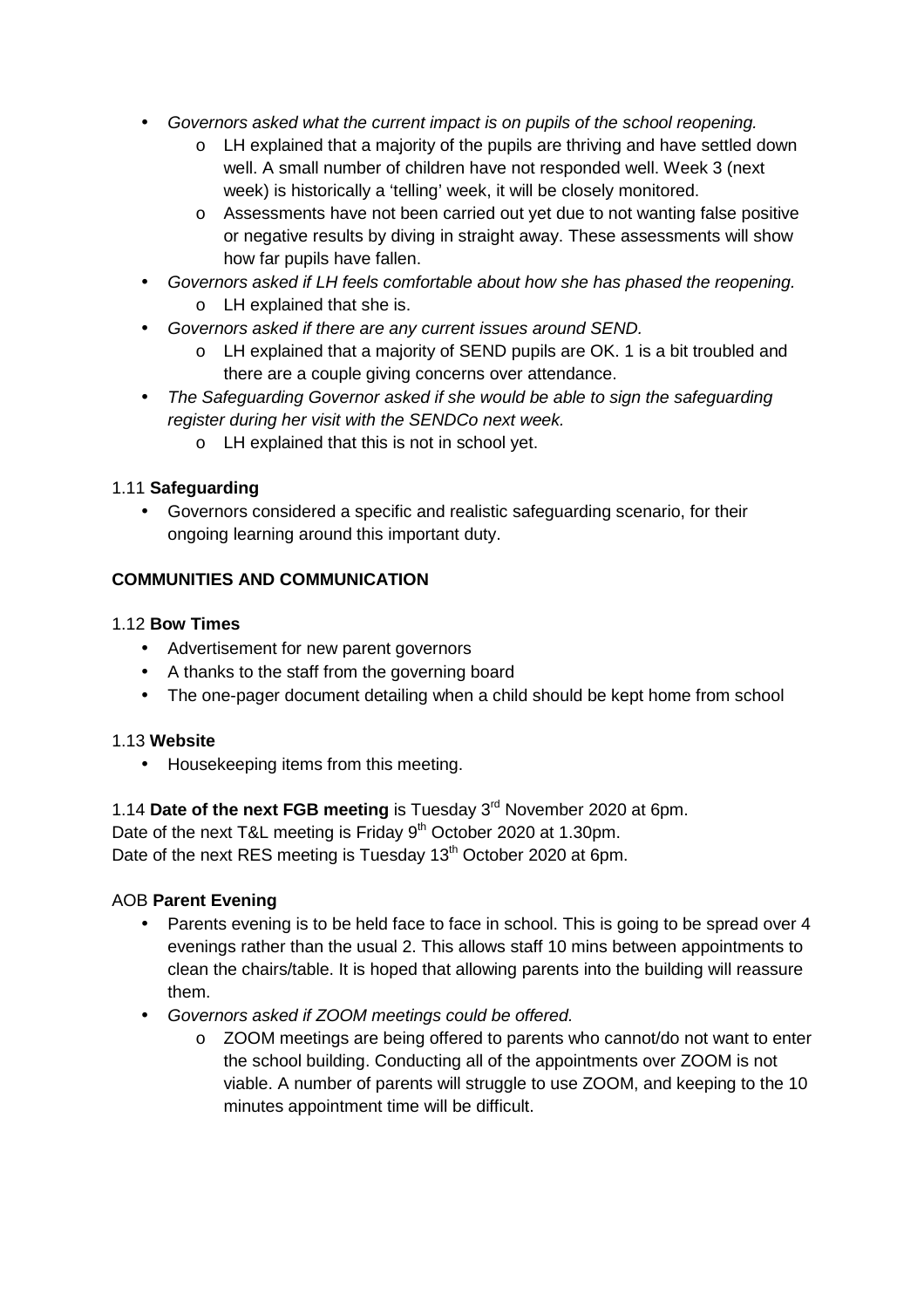- *Governors asked what the current impact is on pupils of the school reopening.*
  - LH explained that a majority of the pupils are thriving and have settled down well. A small number of children have not responded well. Week 3 (next week) is historically a 'telling' week, it will be closely monitored.
  - Assessments have not been carried out yet due to not wanting false positive or negative results by diving in straight away. These assessments will show how far pupils have fallen.
- *Governors asked if LH feels comfortable about how she has phased the reopening.*
  - LH explained that she is.
- *Governors asked if there are any current issues around SEND.*
  - LH explained that a majority of SEND pupils are OK. 1 is a bit troubled and there are a couple giving concerns over attendance.
- *The Safeguarding Governor asked if she would be able to sign the safeguarding register during her visit with the SENDCo next week.*
  - LH explained that this is not in school yet.

1.11 **Safeguarding**

- Governors considered a specific and realistic safeguarding scenario, for their ongoing learning around this important duty.

**COMMUNITIES AND COMMUNICATION**

1.12 **Bow Times**

- Advertisement for new parent governors
- A thanks to the staff from the governing board
- The one-pager document detailing when a child should be kept home from school

1.13 **Website**

- Housekeeping items from this meeting.

1.14 **Date of the next FGB meeting** is Tuesday 3rd November 2020 at 6pm.
Date of the next T&L meeting is Friday 9th October 2020 at 1.30pm.
Date of the next RES meeting is Tuesday 13th October 2020 at 6pm.

AOB **Parent Evening**

- Parents evening is to be held face to face in school. This is going to be spread over 4 evenings rather than the usual 2. This allows staff 10 mins between appointments to clean the chairs/table. It is hoped that allowing parents into the building will reassure them.
- *Governors asked if ZOOM meetings could be offered.*
  - ZOOM meetings are being offered to parents who cannot/do not want to enter the school building. Conducting all of the appointments over ZOOM is not viable. A number of parents will struggle to use ZOOM, and keeping to the 10 minutes appointment time will be difficult.